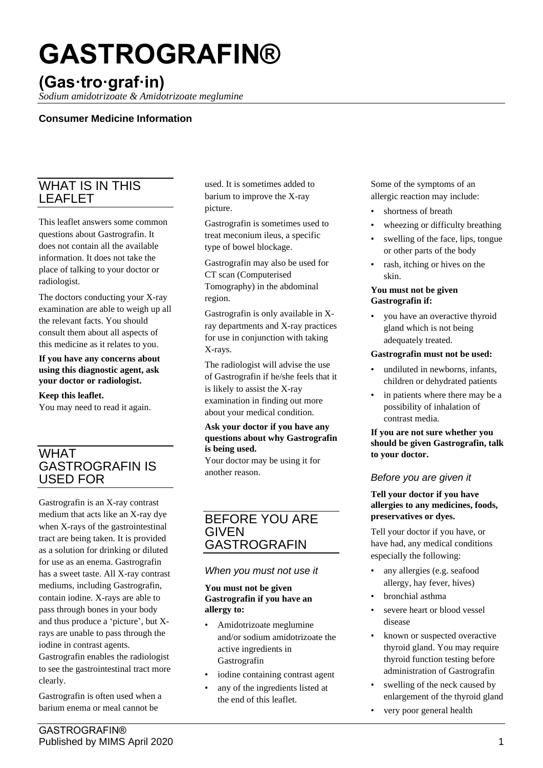# GASTROGRAFIN®

## (Gas·tro·graf·in)

*Sodium amidotrizoate & Amidotrizoate meglumine*

**Consumer Medicine Information**

## WHAT IS IN THIS LEAFLET

This leaflet answers some common questions about Gastrografin. It does not contain all the available information. It does not take the place of talking to your doctor or radiologist.

The doctors conducting your X-ray examination are able to weigh up all the relevant facts. You should consult them about all aspects of this medicine as it relates to you.

**If you have any concerns about using this diagnostic agent, ask your doctor or radiologist.**

**Keep this leaflet.**
You may need to read it again.

## WHAT GASTROGRAFIN IS USED FOR

Gastrografin is an X-ray contrast medium that acts like an X-ray dye when X-rays of the gastrointestinal tract are being taken. It is provided as a solution for drinking or diluted for use as an enema. Gastrografin has a sweet taste. All X-ray contrast mediums, including Gastrografin, contain iodine. X-rays are able to pass through bones in your body and thus produce a 'picture', but X-rays are unable to pass through the iodine in contrast agents. Gastrografin enables the radiologist to see the gastrointestinal tract more clearly.

Gastrografin is often used when a barium enema or meal cannot be used. It is sometimes added to barium to improve the X-ray picture.

Gastrografin is sometimes used to treat meconium ileus, a specific type of bowel blockage.

Gastrografin may also be used for CT scan (Computerised Tomography) in the abdominal region.

Gastrografin is only available in X-ray departments and X-ray practices for use in conjunction with taking X-rays.

The radiologist will advise the use of Gastrografin if he/she feels that it is likely to assist the X-ray examination in finding out more about your medical condition.

**Ask your doctor if you have any questions about why Gastrografin is being used.**
Your doctor may be using it for another reason.

## BEFORE YOU ARE GIVEN GASTROGRAFIN

### *When you must not use it*

**You must not be given Gastrografin if you have an allergy to:**

- Amidotrizoate meglumine and/or sodium amidotrizoate the active ingredients in Gastrografin
- iodine containing contrast agent
- any of the ingredients listed at the end of this leaflet.

Some of the symptoms of an allergic reaction may include:

- shortness of breath
- wheezing or difficulty breathing
- swelling of the face, lips, tongue or other parts of the body
- rash, itching or hives on the skin.

**You must not be given Gastrografin if:**

- you have an overactive thyroid gland which is not being adequately treated.

**Gastrografin must not be used:**

- undiluted in newborns, infants, children or dehydrated patients
- in patients where there may be a possibility of inhalation of contrast media.

**If you are not sure whether you should be given Gastrografin, talk to your doctor.**

### *Before you are given it*

**Tell your doctor if you have allergies to any medicines, foods, preservatives or dyes.**

Tell your doctor if you have, or have had, any medical conditions especially the following:

- any allergies (e.g. seafood allergy, hay fever, hives)
- bronchial asthma
- severe heart or blood vessel disease
- known or suspected overactive thyroid gland. You may require thyroid function testing before administration of Gastrografin
- swelling of the neck caused by enlargement of the thyroid gland
- very poor general health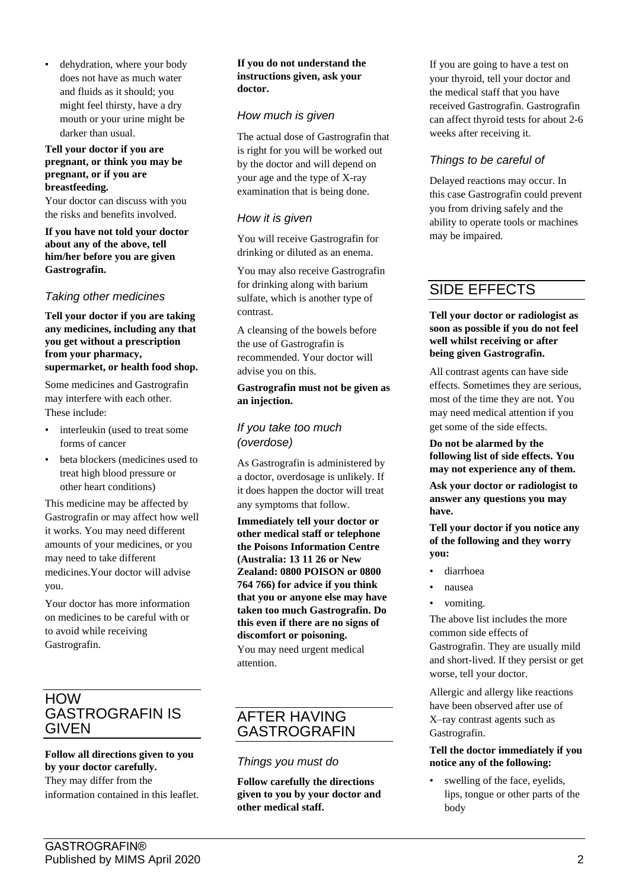- dehydration, where your body does not have as much water and fluids as it should; you might feel thirsty, have a dry mouth or your urine might be darker than usual.

**Tell your doctor if you are pregnant, or think you may be pregnant, or if you are breastfeeding.**
Your doctor can discuss with you the risks and benefits involved.

**If you have not told your doctor about any of the above, tell him/her before you are given Gastrografin.**

### *Taking other medicines*

**Tell your doctor if you are taking any medicines, including any that you get without a prescription from your pharmacy, supermarket, or health food shop.**

Some medicines and Gastrografin may interfere with each other. These include:

- interleukin (used to treat some forms of cancer
- beta blockers (medicines used to treat high blood pressure or other heart conditions)

This medicine may be affected by Gastrografin or may affect how well it works. You may need different amounts of your medicines, or you may need to take different medicines.Your doctor will advise you.

Your doctor has more information on medicines to be careful with or to avoid while receiving Gastrografin.

## HOW GASTROGRAFIN IS GIVEN

**Follow all directions given to you by your doctor carefully.**
They may differ from the information contained in this leaflet.

**If you do not understand the instructions given, ask your doctor.**

### *How much is given*

The actual dose of Gastrografin that is right for you will be worked out by the doctor and will depend on your age and the type of X-ray examination that is being done.

### *How it is given*

You will receive Gastrografin for drinking or diluted as an enema.

You may also receive Gastrografin for drinking along with barium sulfate, which is another type of contrast.

A cleansing of the bowels before the use of Gastrografin is recommended. Your doctor will advise you on this.

**Gastrografin must not be given as an injection.**

### *If you take too much (overdose)*

As Gastrografin is administered by a doctor, overdosage is unlikely. If it does happen the doctor will treat any symptoms that follow.

**Immediately tell your doctor or other medical staff or telephone the Poisons Information Centre (Australia: 13 11 26 or New Zealand: 0800 POISON or 0800 764 766) for advice if you think that you or anyone else may have taken too much Gastrografin. Do this even if there are no signs of discomfort or poisoning.**
You may need urgent medical attention.

## AFTER HAVING GASTROGRAFIN

### *Things you must do*

**Follow carefully the directions given to you by your doctor and other medical staff.**

If you are going to have a test on your thyroid, tell your doctor and the medical staff that you have received Gastrografin. Gastrografin can affect thyroid tests for about 2-6 weeks after receiving it.

### *Things to be careful of*

Delayed reactions may occur. In this case Gastrografin could prevent you from driving safely and the ability to operate tools or machines may be impaired.

## SIDE EFFECTS

**Tell your doctor or radiologist as soon as possible if you do not feel well whilst receiving or after being given Gastrografin.**

All contrast agents can have side effects. Sometimes they are serious, most of the time they are not. You may need medical attention if you get some of the side effects.

**Do not be alarmed by the following list of side effects. You may not experience any of them.**

**Ask your doctor or radiologist to answer any questions you may have.**

**Tell your doctor if you notice any of the following and they worry you:**

- diarrhoea
- nausea
- vomiting.

The above list includes the more common side effects of Gastrografin. They are usually mild and short-lived. If they persist or get worse, tell your doctor.

Allergic and allergy like reactions have been observed after use of X–ray contrast agents such as Gastrografin.

**Tell the doctor immediately if you notice any of the following:**

- swelling of the face, eyelids, lips, tongue or other parts of the body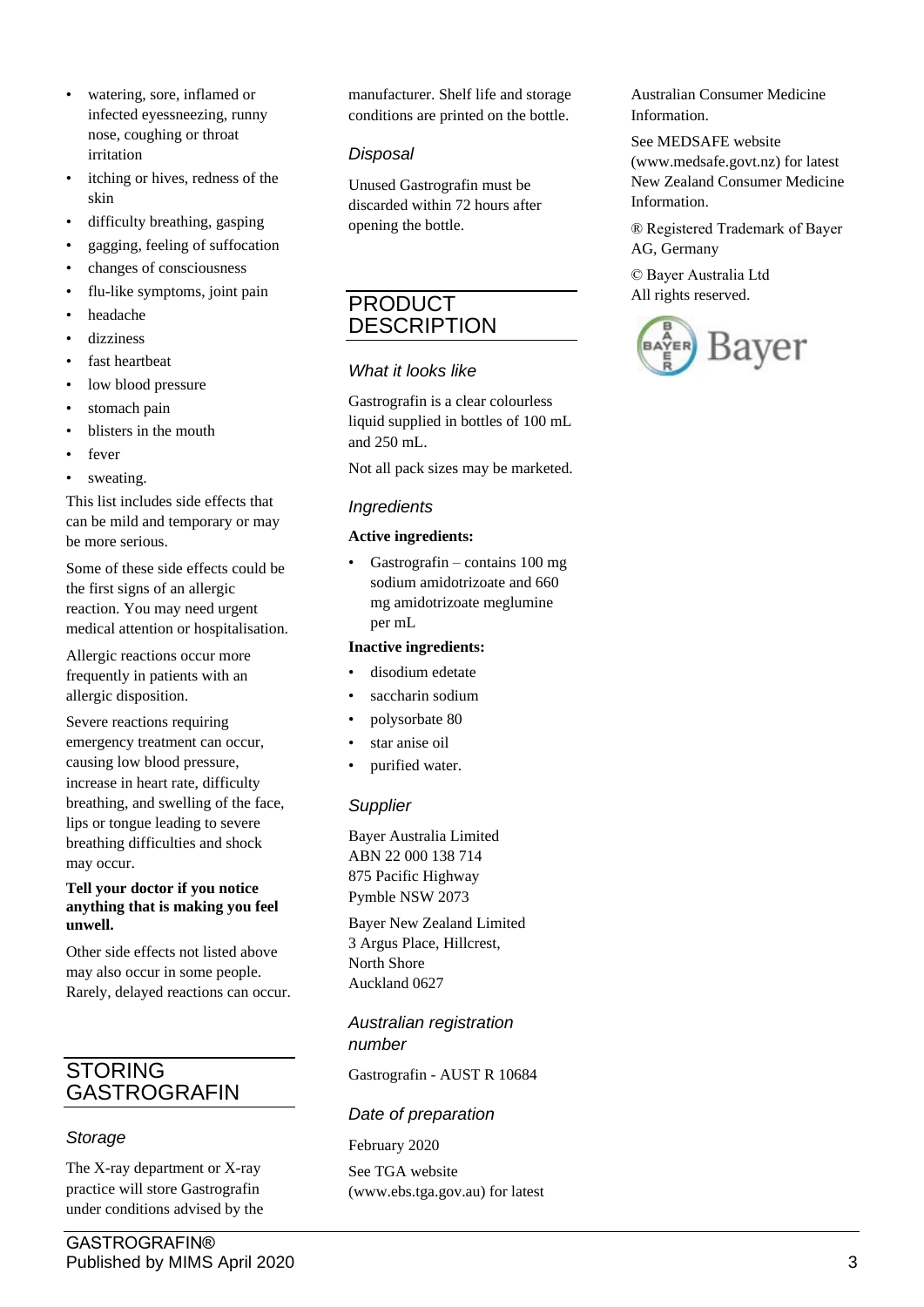- watering, sore, inflamed or infected eyessneezing, runny nose, coughing or throat irritation
- itching or hives, redness of the skin
- difficulty breathing, gasping
- gagging, feeling of suffocation
- changes of consciousness
- flu-like symptoms, joint pain
- headache
- dizziness
- fast heartbeat
- low blood pressure
- stomach pain
- blisters in the mouth
- fever
- sweating.

This list includes side effects that can be mild and temporary or may be more serious.

Some of these side effects could be the first signs of an allergic reaction. You may need urgent medical attention or hospitalisation.

Allergic reactions occur more frequently in patients with an allergic disposition.

Severe reactions requiring emergency treatment can occur, causing low blood pressure, increase in heart rate, difficulty breathing, and swelling of the face, lips or tongue leading to severe breathing difficulties and shock may occur.

**Tell your doctor if you notice anything that is making you feel unwell.**

Other side effects not listed above may also occur in some people. Rarely, delayed reactions can occur.

## STORING GASTROGRAFIN

### *Storage*

The X-ray department or X-ray practice will store Gastrografin under conditions advised by the manufacturer. Shelf life and storage conditions are printed on the bottle.

### *Disposal*

Unused Gastrografin must be discarded within 72 hours after opening the bottle.

## PRODUCT DESCRIPTION

### *What it looks like*

Gastrografin is a clear colourless liquid supplied in bottles of 100 mL and 250 mL.

Not all pack sizes may be marketed.

### *Ingredients*

**Active ingredients:**

- Gastrografin – contains 100 mg sodium amidotrizoate and 660 mg amidotrizoate meglumine per mL

**Inactive ingredients:**

- disodium edetate
- saccharin sodium
- polysorbate 80
- star anise oil
- purified water.

### *Supplier*

Bayer Australia Limited
ABN 22 000 138 714
875 Pacific Highway
Pymble NSW 2073

Bayer New Zealand Limited
3 Argus Place, Hillcrest,
North Shore
Auckland 0627

### *Australian registration number*

Gastrografin - AUST R 10684

### *Date of preparation*

February 2020

See TGA website (www.ebs.tga.gov.au) for latest Australian Consumer Medicine Information.

See MEDSAFE website (www.medsafe.govt.nz) for latest New Zealand Consumer Medicine Information.

® Registered Trademark of Bayer AG, Germany

© Bayer Australia Ltd
All rights reserved.

Bayer